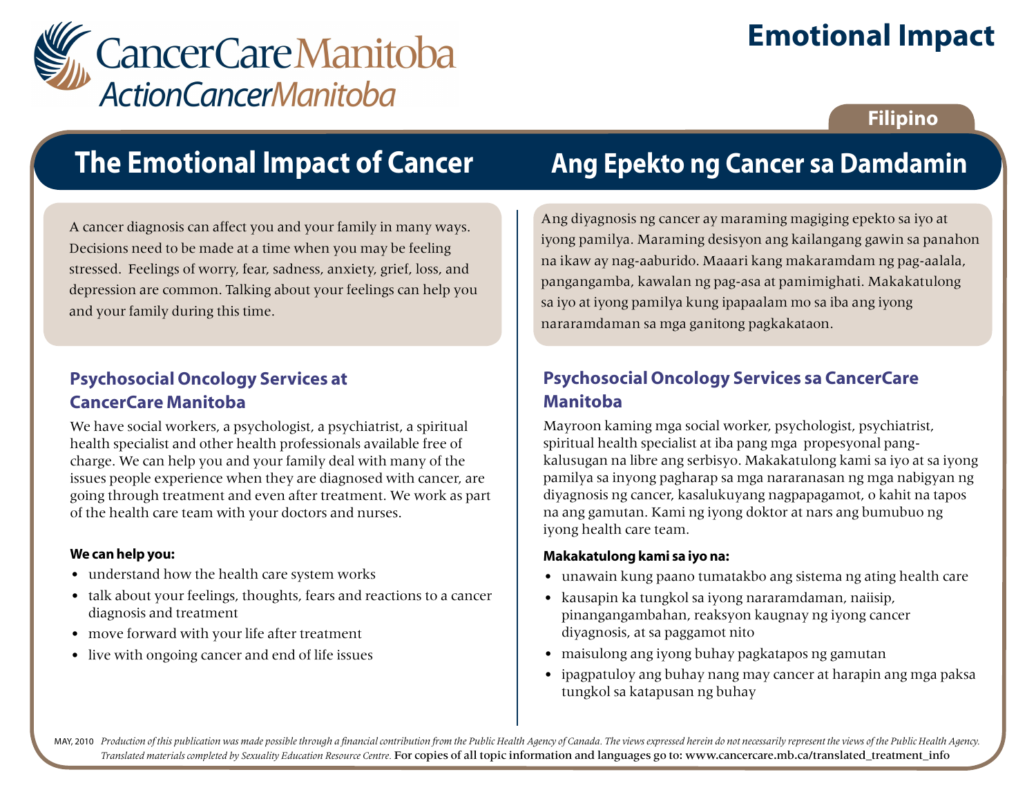CancerCare Manitoba
ActionCancerManitoba

# Emotional Impact

Filipino

## The Emotional Impact of Cancer

A cancer diagnosis can affect you and your family in many ways. Decisions need to be made at a time when you may be feeling stressed. Feelings of worry, fear, sadness, anxiety, grief, loss, and depression are common. Talking about your feelings can help you and your family during this time.

### Psychosocial Oncology Services at CancerCare Manitoba

We have social workers, a psychologist, a psychiatrist, a spiritual health specialist and other health professionals available free of charge. We can help you and your family deal with many of the issues people experience when they are diagnosed with cancer, are going through treatment and even after treatment. We work as part of the health care team with your doctors and nurses.

**We can help you:**

- understand how the health care system works
- talk about your feelings, thoughts, fears and reactions to a cancer diagnosis and treatment
- move forward with your life after treatment
- live with ongoing cancer and end of life issues

## Ang Epekto ng Cancer sa Damdamin

Ang diyagnosis ng cancer ay maraming magiging epekto sa iyo at iyong pamilya. Maraming desisyon ang kailangang gawin sa panahon na ikaw ay nag-aaburido. Maaari kang makaramdam ng pag-aalala, pangangamba, kawalan ng pag-asa at pamimighati. Makakatulong sa iyo at iyong pamilya kung ipapaalam mo sa iba ang iyong nararamdaman sa mga ganitong pagkakataon.

### Psychosocial Oncology Services sa CancerCare Manitoba

Mayroon kaming mga social worker, psychologist, psychiatrist, spiritual health specialist at iba pang mga propesyonal pang-kalusugan na libre ang serbisyo. Makakatulong kami sa iyo at sa iyong pamilya sa inyong pagharap sa mga nararanasan ng mga nabigyan ng diyagnosis ng cancer, kasalukuyang nagpapagamot, o kahit na tapos na ang gamutan. Kami ng iyong doktor at nars ang bumubuo ng iyong health care team.

**Makakatulong kami sa iyo na:**

- unawain kung paano tumatakbo ang sistema ng ating health care
- kausapin ka tungkol sa iyong nararamdaman, naiisip, pinangangambahan, reaksyon kaugnay ng iyong cancer diyagnosis, at sa paggamot nito
- maisulong ang iyong buhay pagkatapos ng gamutan
- ipagpatuloy ang buhay nang may cancer at harapin ang mga paksa tungkol sa katapusan ng buhay

MAY, 2010 *Production of this publication was made possible through a financial contribution from the Public Health Agency of Canada. The views expressed herein do not necessarily represent the views of the Public Health Agency. Translated materials completed by Sexuality Education Resource Centre.* For copies of all topic information and languages go to: www.cancercare.mb.ca/translated_treatment_info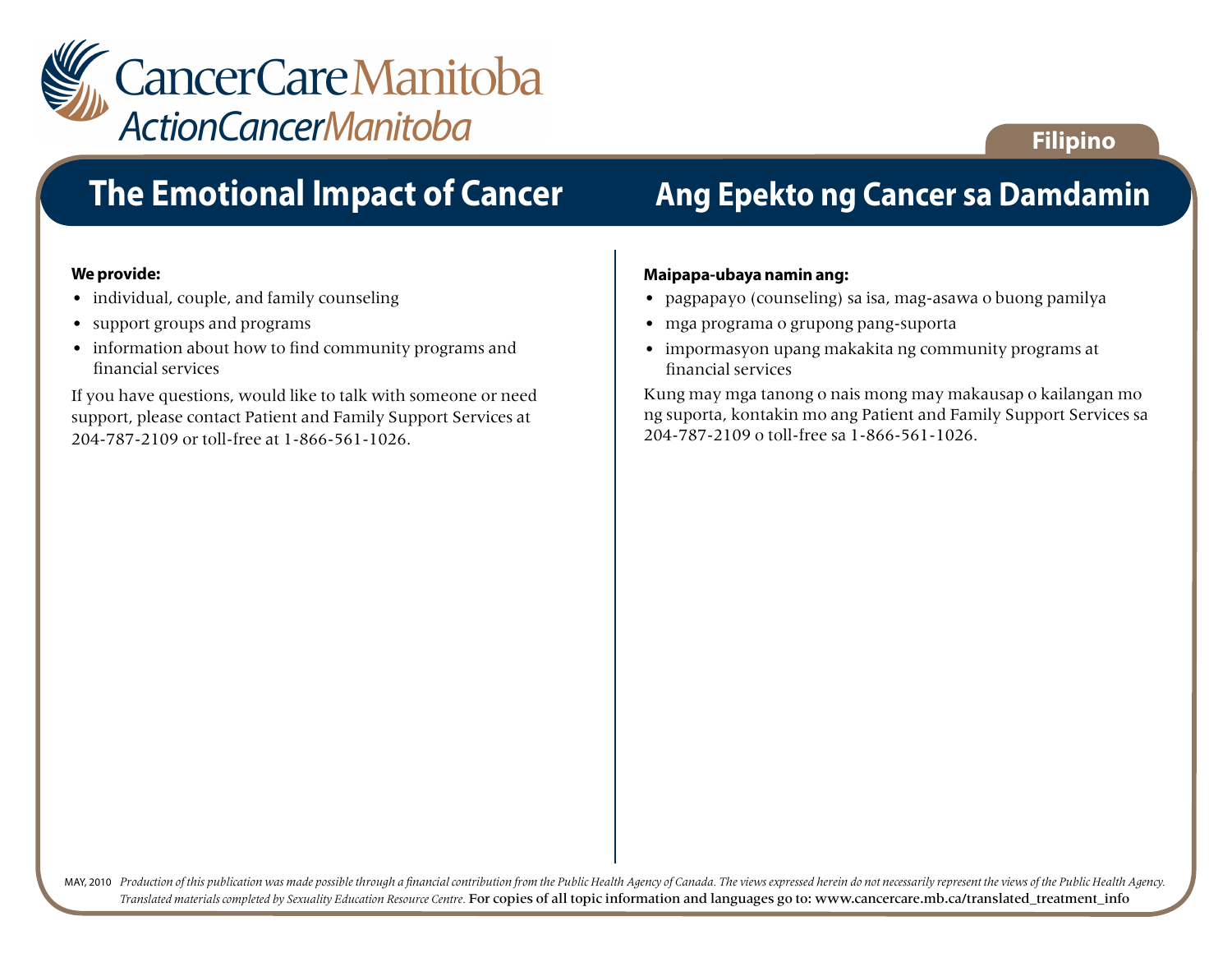CancerCare Manitoba
ActionCancerManitoba

Filipino

## The Emotional Impact of Cancer

**We provide:**

- individual, couple, and family counseling
- support groups and programs
- information about how to find community programs and financial services

If you have questions, would like to talk with someone or need support, please contact Patient and Family Support Services at 204-787-2109 or toll-free at 1-866-561-1026.

## Ang Epekto ng Cancer sa Damdamin

**Maipapa-ubaya namin ang:**

- pagpapayo (counseling) sa isa, mag-asawa o buong pamilya
- mga programa o grupong pang-suporta
- impormasyon upang makakita ng community programs at financial services

Kung may mga tanong o nais mong may makausap o kailangan mo ng suporta, kontakin mo ang Patient and Family Support Services sa 204-787-2109 o toll-free sa 1-866-561-1026.

MAY, 2010 *Production of this publication was made possible through a financial contribution from the Public Health Agency of Canada. The views expressed herein do not necessarily represent the views of the Public Health Agency. Translated materials completed by Sexuality Education Resource Centre.* For copies of all topic information and languages go to: www.cancercare.mb.ca/translated_treatment_info